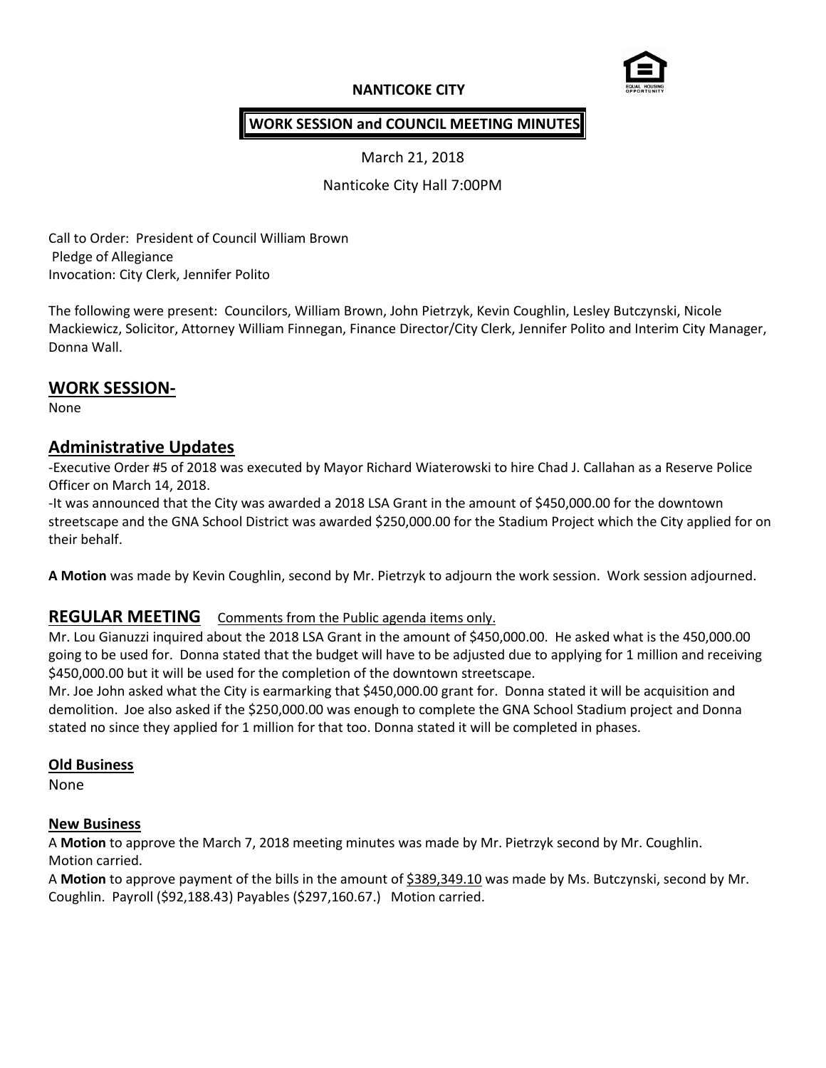**NANTICOKE CITY**

**WORK SESSION and COUNCIL MEETING MINUTES**

March 21, 2018

Nanticoke City Hall 7:00PM

Call to Order: President of Council William Brown
Pledge of Allegiance
Invocation: City Clerk, Jennifer Polito

The following were present: Councilors, William Brown, John Pietrzyk, Kevin Coughlin, Lesley Butczynski, Nicole Mackiewicz, Solicitor, Attorney William Finnegan, Finance Director/City Clerk, Jennifer Polito and Interim City Manager, Donna Wall.

## WORK SESSION-

None

## Administrative Updates

-Executive Order #5 of 2018 was executed by Mayor Richard Wiaterowski to hire Chad J. Callahan as a Reserve Police Officer on March 14, 2018.
-It was announced that the City was awarded a 2018 LSA Grant in the amount of $450,000.00 for the downtown streetscape and the GNA School District was awarded $250,000.00 for the Stadium Project which the City applied for on their behalf.

**A Motion** was made by Kevin Coughlin, second by Mr. Pietrzyk to adjourn the work session. Work session adjourned.

## REGULAR MEETING <u>Comments from the Public agenda items only.</u>

Mr. Lou Gianuzzi inquired about the 2018 LSA Grant in the amount of $450,000.00. He asked what is the 450,000.00 going to be used for. Donna stated that the budget will have to be adjusted due to applying for 1 million and receiving $450,000.00 but it will be used for the completion of the downtown streetscape.
Mr. Joe John asked what the City is earmarking that $450,000.00 grant for. Donna stated it will be acquisition and demolition. Joe also asked if the $250,000.00 was enough to complete the GNA School Stadium project and Donna stated no since they applied for 1 million for that too. Donna stated it will be completed in phases.

### Old Business

None

### New Business

A **Motion** to approve the March 7, 2018 meeting minutes was made by Mr. Pietrzyk second by Mr. Coughlin. Motion carried.
A **Motion** to approve payment of the bills in the amount of <u>$389,349.10</u> was made by Ms. Butczynski, second by Mr. Coughlin. Payroll ($92,188.43) Payables ($297,160.67.) Motion carried.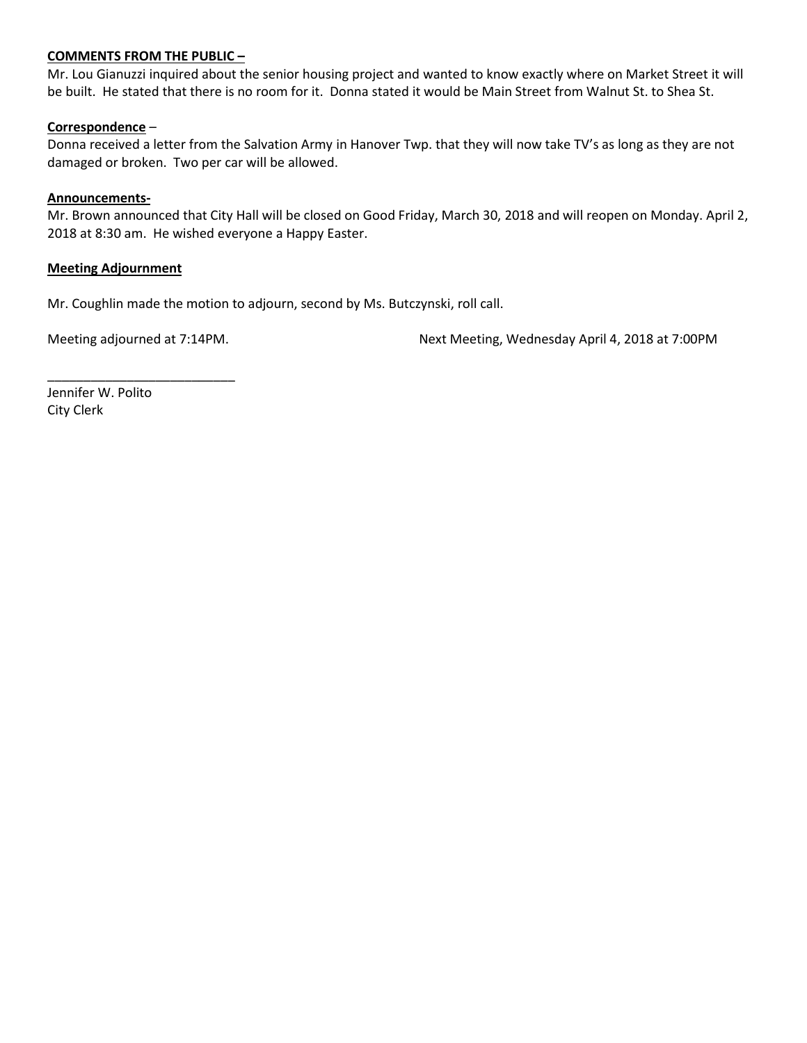**COMMENTS FROM THE PUBLIC –**

Mr. Lou Gianuzzi inquired about the senior housing project and wanted to know exactly where on Market Street it will be built. He stated that there is no room for it. Donna stated it would be Main Street from Walnut St. to Shea St.

**Correspondence** –

Donna received a letter from the Salvation Army in Hanover Twp. that they will now take TV's as long as they are not damaged or broken. Two per car will be allowed.

**Announcements-**

Mr. Brown announced that City Hall will be closed on Good Friday, March 30, 2018 and will reopen on Monday. April 2, 2018 at 8:30 am. He wished everyone a Happy Easter.

**Meeting Adjournment**

Mr. Coughlin made the motion to adjourn, second by Ms. Butczynski, roll call.

Meeting adjourned at 7:14PM. Next Meeting, Wednesday April 4, 2018 at 7:00PM

___________________________

Jennifer W. Polito
City Clerk